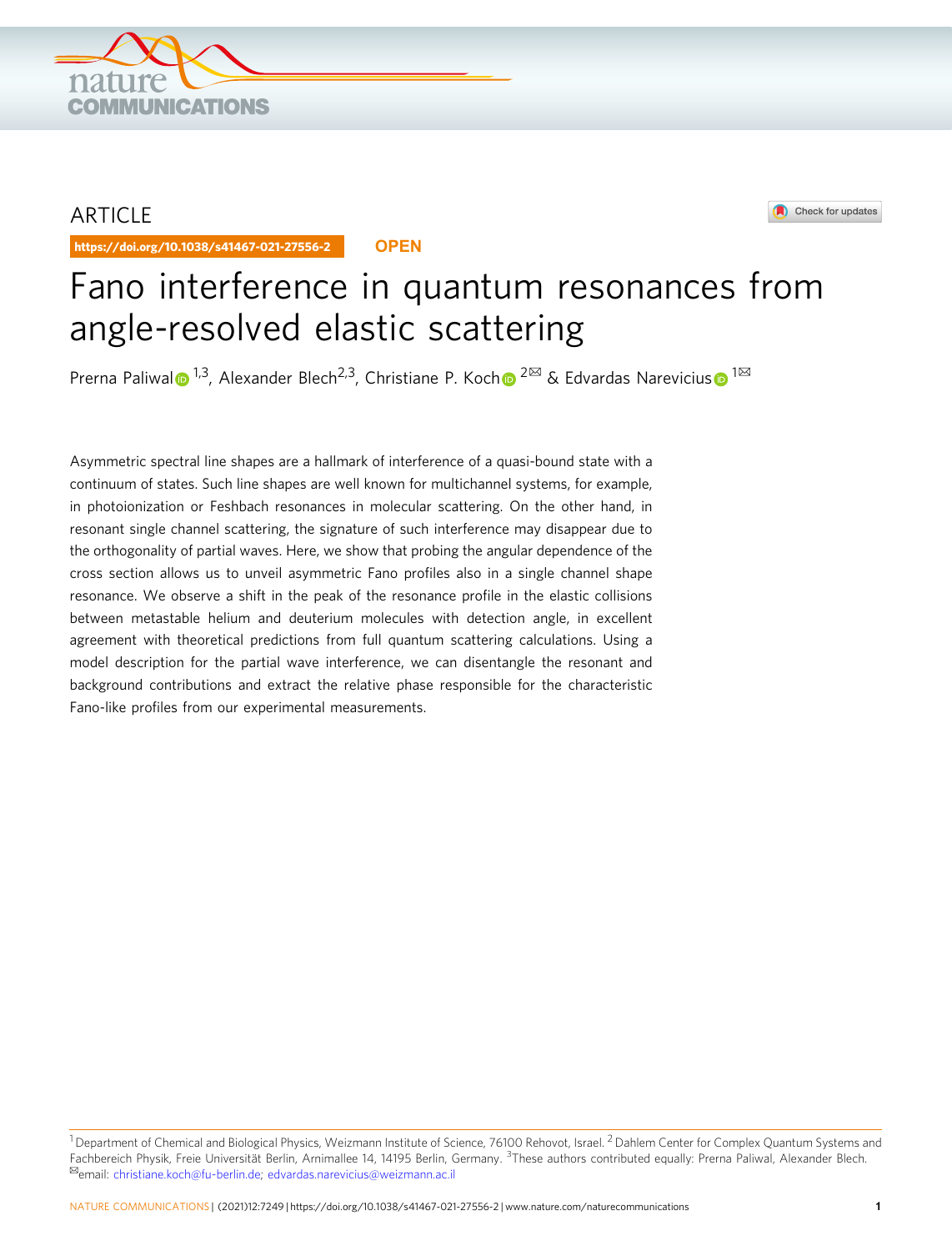ARTICLE

https://doi.org/10.1038/s41467-021-27556-2

OPEN

# Fano interference in quantum resonances from angle-resolved elastic scattering

Prerna Paliwal[1,3], Alexander Blech[2,3], Christiane P. Koch[2✉] & Edvardas Narevicius[1✉]

Asymmetric spectral line shapes are a hallmark of interference of a quasi-bound state with a continuum of states. Such line shapes are well known for multichannel systems, for example, in photoionization or Feshbach resonances in molecular scattering. On the other hand, in resonant single channel scattering, the signature of such interference may disappear due to the orthogonality of partial waves. Here, we show that probing the angular dependence of the cross section allows us to unveil asymmetric Fano profiles also in a single channel shape resonance. We observe a shift in the peak of the resonance profile in the elastic collisions between metastable helium and deuterium molecules with detection angle, in excellent agreement with theoretical predictions from full quantum scattering calculations. Using a model description for the partial wave interference, we can disentangle the resonant and background contributions and extract the relative phase responsible for the characteristic Fano-like profiles from our experimental measurements.

[1] Department of Chemical and Biological Physics, Weizmann Institute of Science, 76100 Rehovot, Israel. [2] Dahlem Center for Complex Quantum Systems and Fachbereich Physik, Freie Universität Berlin, Arnimallee 14, 14195 Berlin, Germany. [3] These authors contributed equally: Prerna Paliwal, Alexander Blech. ✉email: christiane.koch@fu-berlin.de; edvardas.narevicius@weizmann.ac.il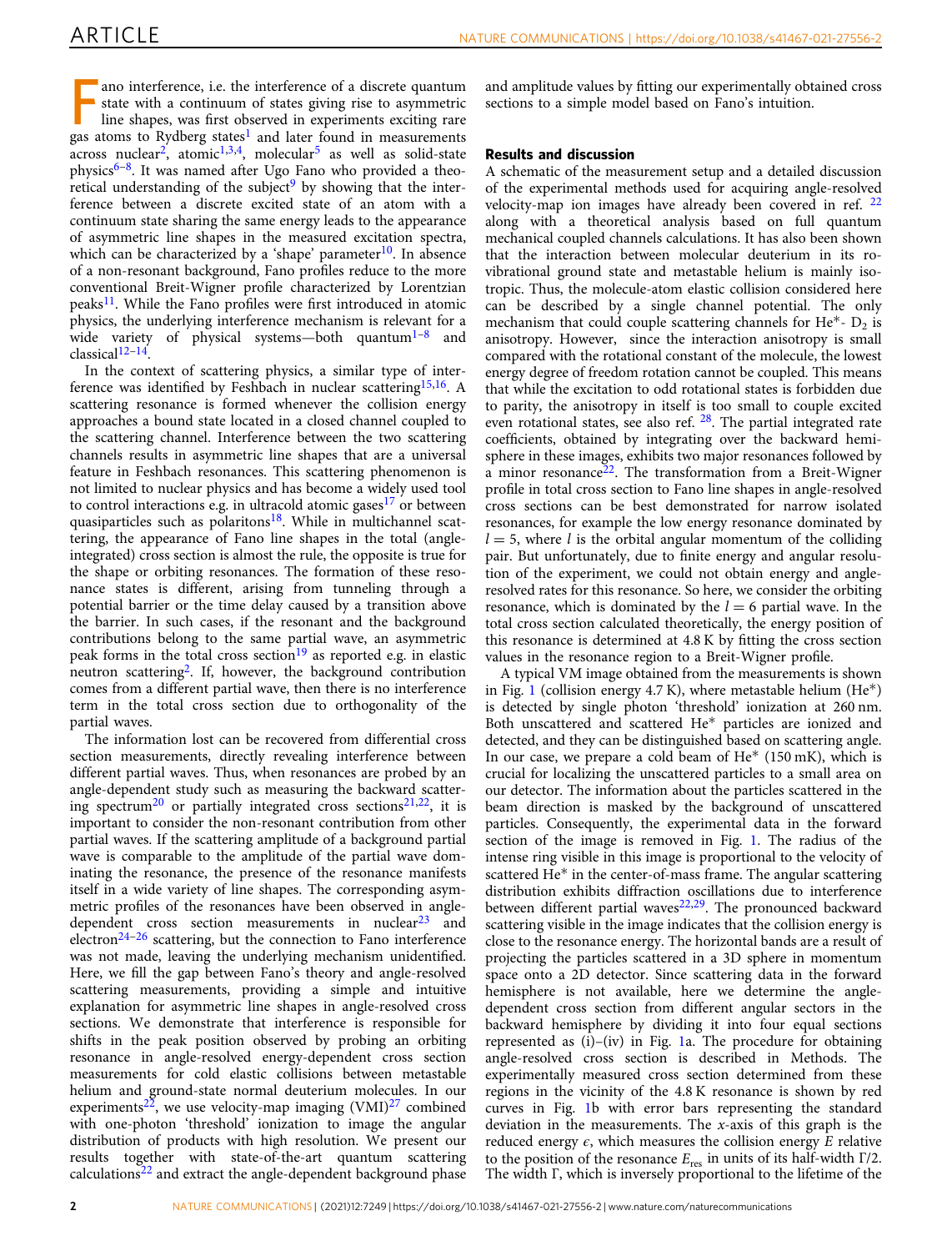Fano interference, i.e. the interference of a discrete quantum state with a continuum of states giving rise to asymmetric line shapes, was first observed in experiments exciting rare gas atoms to Rydberg states[1] and later found in measurements across nuclear[2], atomic[1,3,4], molecular[5] as well as solid-state physics[6–8]. It was named after Ugo Fano who provided a theoretical understanding of the subject[9] by showing that the interference between a discrete excited state of an atom with a continuum state sharing the same energy leads to the appearance of asymmetric line shapes in the measured excitation spectra, which can be characterized by a 'shape' parameter[10]. In absence of a non-resonant background, Fano profiles reduce to the more conventional Breit-Wigner profile characterized by Lorentzian peaks[11]. While the Fano profiles were first introduced in atomic physics, the underlying interference mechanism is relevant for a wide variety of physical systems—both quantum[1–8] and classical[12–14].

In the context of scattering physics, a similar type of interference was identified by Feshbach in nuclear scattering[15,16]. A scattering resonance is formed whenever the collision energy approaches a bound state located in a closed channel coupled to the scattering channel. Interference between the two scattering channels results in asymmetric line shapes that are a universal feature in Feshbach resonances. This scattering phenomenon is not limited to nuclear physics and has become a widely used tool to control interactions e.g. in ultracold atomic gases[17] or between quasiparticles such as polaritons[18]. While in multichannel scattering, the appearance of Fano line shapes in the total (angle-integrated) cross section is almost the rule, the opposite is true for the shape or orbiting resonances. The formation of these resonance states is different, arising from tunneling through a potential barrier or the time delay caused by a transition above the barrier. In such cases, if the resonant and the background contributions belong to the same partial wave, an asymmetric peak forms in the total cross section[19] as reported e.g. in elastic neutron scattering[2]. If, however, the background contribution comes from a different partial wave, then there is no interference term in the total cross section due to orthogonality of the partial waves.

The information lost can be recovered from differential cross section measurements, directly revealing interference between different partial waves. Thus, when resonances are probed by an angle-dependent study such as measuring the backward scattering spectrum[20] or partially integrated cross sections[21,22], it is important to consider the non-resonant contribution from other partial waves. If the scattering amplitude of a background partial wave is comparable to the amplitude of the partial wave dominating the resonance, the presence of the resonance manifests itself in a wide variety of line shapes. The corresponding asymmetric profiles of the resonances have been observed in angle-dependent cross section measurements in nuclear[23] and electron[24–26] scattering, but the connection to Fano interference was not made, leaving the underlying mechanism unidentified. Here, we fill the gap between Fano's theory and angle-resolved scattering measurements, providing a simple and intuitive explanation for asymmetric line shapes in angle-resolved cross sections. We demonstrate that interference is responsible for shifts in the peak position observed by probing an orbiting resonance in angle-resolved energy-dependent cross section measurements for cold elastic collisions between metastable helium and ground-state normal deuterium molecules. In our experiments[22], we use velocity-map imaging (VMI)[27] combined with one-photon 'threshold' ionization to image the angular distribution of products with high resolution. We present our results together with state-of-the-art quantum scattering calculations[22] and extract the angle-dependent background phase and amplitude values by fitting our experimentally obtained cross sections to a simple model based on Fano's intuition.

## Results and discussion

A schematic of the measurement setup and a detailed discussion of the experimental methods used for acquiring angle-resolved velocity-map ion images have already been covered in ref. [22] along with a theoretical analysis based on full quantum mechanical coupled channels calculations. It has also been shown that the interaction between molecular deuterium in its ro-vibrational ground state and metastable helium is mainly isotropic. Thus, the molecule-atom elastic collision considered here can be described by a single channel potential. The only mechanism that could couple scattering channels for He*- $D_2$ is anisotropy. However, since the interaction anisotropy is small compared with the rotational constant of the molecule, the lowest energy degree of freedom rotation cannot be coupled. This means that while the excitation to odd rotational states is forbidden due to parity, the anisotropy in itself is too small to couple excited even rotational states, see also ref. [28]. The partial integrated rate coefficients, obtained by integrating over the backward hemisphere in these images, exhibits two major resonances followed by a minor resonance[22]. The transformation from a Breit-Wigner profile in total cross section to Fano line shapes in angle-resolved cross sections can be best demonstrated for narrow isolated resonances, for example the low energy resonance dominated by $l = 5$, where $l$ is the orbital angular momentum of the colliding pair. But unfortunately, due to finite energy and angular resolution of the experiment, we could not obtain energy and angle-resolved rates for this resonance. So here, we consider the orbiting resonance, which is dominated by the $l = 6$ partial wave. In the total cross section calculated theoretically, the energy position of this resonance is determined at 4.8 K by fitting the cross section values in the resonance region to a Breit-Wigner profile.

A typical VM image obtained from the measurements is shown in Fig. 1 (collision energy 4.7 K), where metastable helium (He*) is detected by single photon 'threshold' ionization at 260 nm. Both unscattered and scattered He* particles are ionized and detected, and they can be distinguished based on scattering angle. In our case, we prepare a cold beam of He* (150 mK), which is crucial for localizing the unscattered particles to a small area on our detector. The information about the particles scattered in the beam direction is masked by the background of unscattered particles. Consequently, the experimental data in the forward section of the image is removed in Fig. 1. The radius of the intense ring visible in this image is proportional to the velocity of scattered He* in the center-of-mass frame. The angular scattering distribution exhibits diffraction oscillations due to interference between different partial waves[22,29]. The pronounced backward scattering visible in the image indicates that the collision energy is close to the resonance energy. The horizontal bands are a result of projecting the particles scattered in a 3D sphere in momentum space onto a 2D detector. Since scattering data in the forward hemisphere is not available, here we determine the angle-dependent cross section from different angular sectors in the backward hemisphere by dividing it into four equal sections represented as (i)–(iv) in Fig. 1a. The procedure for obtaining angle-resolved cross section is described in Methods. The experimentally measured cross section determined from these regions in the vicinity of the 4.8 K resonance is shown by red curves in Fig. 1b with error bars representing the standard deviation in the measurements. The x-axis of this graph is the reduced energy $\epsilon$, which measures the collision energy $E$ relative to the position of the resonance $E_{\mathrm{res}}$ in units of its half-width $\Gamma/2$. The width $\Gamma$, which is inversely proportional to the lifetime of the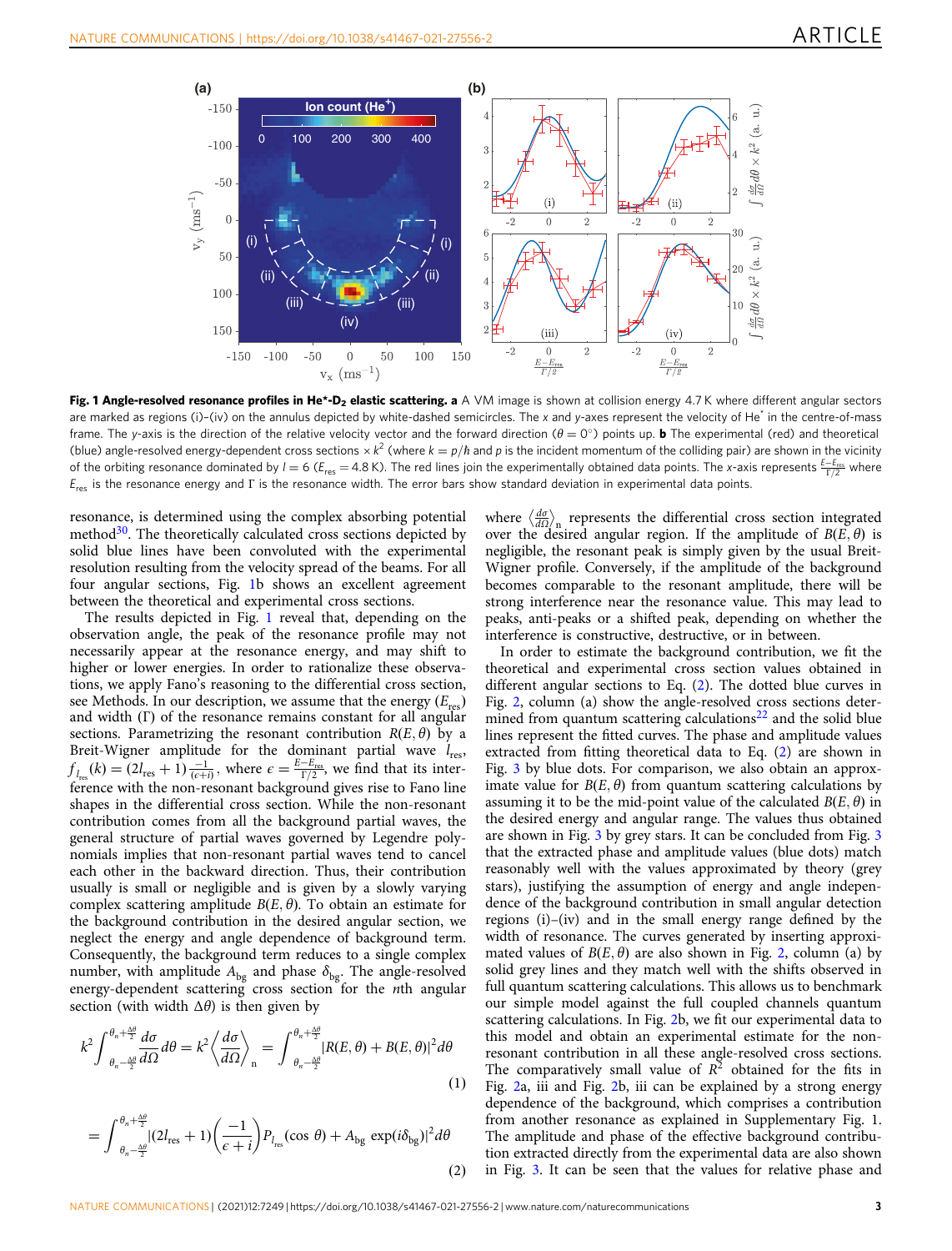**Fig. 1 Angle-resolved resonance profiles in He*-$D_2$ elastic scattering. a** A VM image is shown at collision energy 4.7 K where different angular sectors are marked as regions (i)–(iv) on the annulus depicted by white-dashed semicircles. The x and y-axes represent the velocity of He$^*$ in the centre-of-mass frame. The y-axis is the direction of the relative velocity vector and the forward direction ($\theta = 0°$) points up. **b** The experimental (red) and theoretical (blue) angle-resolved energy-dependent cross sections × $k^2$ (where $k = p/\hbar$ and p is the incident momentum of the colliding pair) are shown in the vicinity of the orbiting resonance dominated by $l = 6$ ($E_{res} = 4.8$ K). The red lines join the experimentally obtained data points. The x-axis represents $\frac{E-E_{res}}{\Gamma/2}$ where $E_{res}$ is the resonance energy and Γ is the resonance width. The error bars show standard deviation in experimental data points.

resonance, is determined using the complex absorbing potential method[30]. The theoretically calculated cross sections depicted by solid blue lines have been convoluted with the experimental resolution resulting from the velocity spread of the beams. For all four angular sections, Fig. 1b shows an excellent agreement between the theoretical and experimental cross sections.

The results depicted in Fig. 1 reveal that, depending on the observation angle, the peak of the resonance profile may not necessarily appear at the resonance energy, and may shift to higher or lower energies. In order to rationalize these observations, we apply Fano's reasoning to the differential cross section, see Methods. In our description, we assume that the energy ($E_{res}$) and width (Γ) of the resonance remains constant for all angular sections. Parametrizing the resonant contribution $R(E, \theta)$ by a Breit-Wigner amplitude for the dominant partial wave $l_{res}$, $f_{l_{res}}(k) = (2l_{res} + 1)\frac{-1}{(\epsilon+i)}$, where $\epsilon = \frac{E-E_{res}}{\Gamma/2}$, we find that its interference with the non-resonant background gives rise to Fano line shapes in the differential cross section. While the non-resonant contribution comes from all the background partial waves, the general structure of partial waves governed by Legendre polynomials implies that non-resonant partial waves tend to cancel each other in the backward direction. Thus, their contribution usually is small or negligible and is given by a slowly varying complex scattering amplitude $B(E, \theta)$. To obtain an estimate for the background contribution in the desired angular section, we neglect the energy and angle dependence of background term. Consequently, the background term reduces to a single complex number, with amplitude $A_{bg}$ and phase $\delta_{bg}$. The angle-resolved energy-dependent scattering cross section for the $n$th angular section (with width $\Delta\theta$) is then given by

$$k^2\int_{\theta_n-\frac{\Delta\theta}{2}}^{\theta_n+\frac{\Delta\theta}{2}}\frac{d\sigma}{d\Omega}d\theta = k^2\left\langle\frac{d\sigma}{d\Omega}\right\rangle_n = \int_{\theta_n-\frac{\Delta\theta}{2}}^{\theta_n+\frac{\Delta\theta}{2}}|R(E,\theta) + B(E,\theta)|^2 d\theta \tag{1}$$

$$= \int_{\theta_n-\frac{\Delta\theta}{2}}^{\theta_n+\frac{\Delta\theta}{2}}|(2l_{res}+1)\left(\frac{-1}{\epsilon+i}\right)P_{l_{res}}(\cos\theta) + A_{bg}\exp(i\delta_{bg})|^2 d\theta \tag{2}$$

where $\left\langle\frac{d\sigma}{d\Omega}\right\rangle_n$ represents the differential cross section integrated over the desired angular region. If the amplitude of $B(E, \theta)$ is negligible, the resonant peak is simply given by the usual Breit-Wigner profile. Conversely, if the amplitude of the background becomes comparable to the resonant amplitude, there will be strong interference near the resonance value. This may lead to peaks, anti-peaks or a shifted peak, depending on whether the interference is constructive, destructive, or in between.

In order to estimate the background contribution, we fit the theoretical and experimental cross section values obtained in different angular sections to Eq. (2). The dotted blue curves in Fig. 2, column (a) show the angle-resolved cross sections determined from quantum scattering calculations[22] and the solid blue lines represent the fitted curves. The phase and amplitude values extracted from fitting theoretical data to Eq. (2) are shown in Fig. 3 by blue dots. For comparison, we also obtain an approximate value for $B(E, \theta)$ from quantum scattering calculations by assuming it to be the mid-point value of the calculated $B(E, \theta)$ in the desired energy and angular range. The values thus obtained are shown in Fig. 3 by grey stars. It can be concluded from Fig. 3 that the extracted phase and amplitude values (blue dots) match reasonably well with the values approximated by theory (grey stars), justifying the assumption of energy and angle independence of the background contribution in small angular detection regions (i)–(iv) and in the small energy range defined by the width of resonance. The curves generated by inserting approximated values of $B(E, \theta)$ are also shown in Fig. 2, column (a) by solid grey lines and they match well with the shifts observed in full quantum scattering calculations. This allows us to benchmark our simple model against the full coupled channels quantum scattering calculations. In Fig. 2b, we fit our experimental data to this model and obtain an experimental estimate for the non-resonant contribution in all these angle-resolved cross sections. The comparatively small value of $R^2$ obtained for the fits in Fig. 2a, iii and Fig. 2b, iii can be explained by a strong energy dependence of the background, which comprises a contribution from another resonance as explained in Supplementary Fig. 1. The amplitude and phase of the effective background contribution extracted directly from the experimental data are also shown in Fig. 3. It can be seen that the values for relative phase and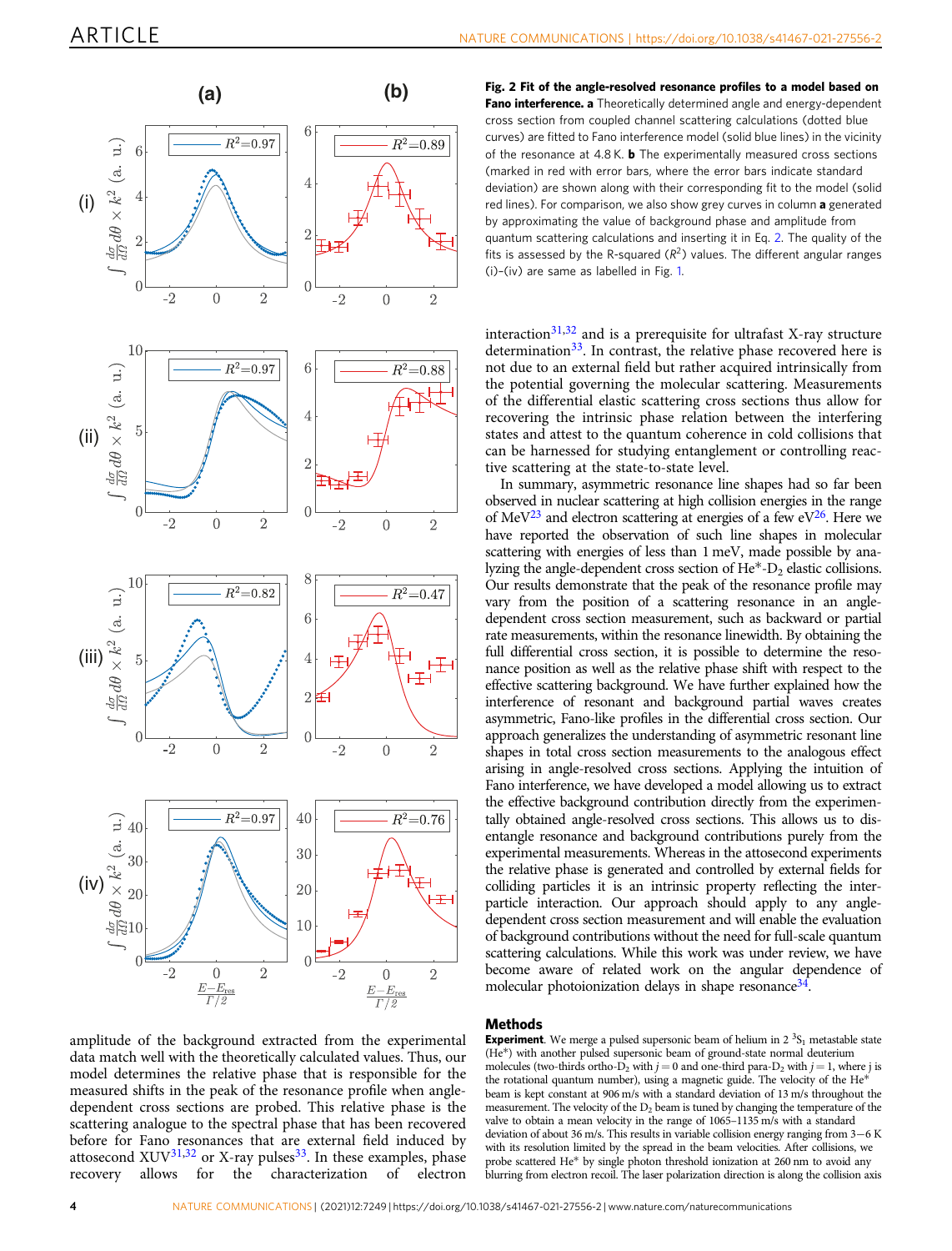**Fig. 2 Fit of the angle-resolved resonance profiles to a model based on Fano interference. a** Theoretically determined angle and energy-dependent cross section from coupled channel scattering calculations (dotted blue curves) are fitted to Fano interference model (solid blue lines) in the vicinity of the resonance at 4.8 K. **b** The experimentally measured cross sections (marked in red with error bars, where the error bars indicate standard deviation) are shown along with their corresponding fit to the model (solid red lines). For comparison, we also show grey curves in column **a** generated by approximating the value of background phase and amplitude from quantum scattering calculations and inserting it in Eq. 2. The quality of the fits is assessed by the R-squared ($R^2$) values. The different angular ranges (i)–(iv) are same as labelled in Fig. 1.

amplitude of the background extracted from the experimental data match well with the theoretically calculated values. Thus, our model determines the relative phase that is responsible for the measured shifts in the peak of the resonance profile when angle-dependent cross sections are probed. This relative phase is the scattering analogue to the spectral phase that has been recovered before for Fano resonances that are external field induced by attosecond XUV[31,32] or X-ray pulses[33]. In these examples, phase recovery allows for the characterization of electron interaction[31,32] and is a prerequisite for ultrafast X-ray structure determination[33]. In contrast, the relative phase recovered here is not due to an external field but rather acquired intrinsically from the potential governing the molecular scattering. Measurements of the differential elastic scattering cross sections thus allow for recovering the intrinsic phase relation between the interfering states and attest to the quantum coherence in cold collisions that can be harnessed for studying entanglement or controlling reactive scattering at the state-to-state level.

In summary, asymmetric resonance line shapes had so far been observed in nuclear scattering at high collision energies in the range of MeV[23] and electron scattering at energies of a few eV[26]. Here we have reported the observation of such line shapes in molecular scattering with energies of less than 1 meV, made possible by analyzing the angle-dependent cross section of He*-$D_2$ elastic collisions. Our results demonstrate that the peak of the resonance profile may vary from the position of a scattering resonance in an angle-dependent cross section measurement, such as backward or partial rate measurements, within the resonance linewidth. By obtaining the full differential cross section, it is possible to determine the resonance position as well as the relative phase shift with respect to the effective scattering background. We have further explained how the interference of resonant and background partial waves creates asymmetric, Fano-like profiles in the differential cross section. Our approach generalizes the understanding of asymmetric resonant line shapes in total cross section measurements to the analogous effect arising in angle-resolved cross sections. Applying the intuition of Fano interference, we have developed a model allowing us to extract the effective background contribution directly from the experimentally obtained angle-resolved cross sections. This allows us to disentangle resonance and background contributions purely from the experimental measurements. Whereas in the attosecond experiments the relative phase is generated and controlled by external fields for colliding particles it is an intrinsic property reflecting the interparticle interaction. Our approach should apply to any angle-dependent cross section measurement and will enable the evaluation of background contributions without the need for full-scale quantum scattering calculations. While this work was under review, we have become aware of related work on the angular dependence of molecular photoionization delays in shape resonance[34].

## Methods

**Experiment**. We merge a pulsed supersonic beam of helium in 2 $^3S_1$ metastable state (He*) with another pulsed supersonic beam of ground-state normal deuterium molecules (two-thirds ortho-$D_2$ with $j = 0$ and one-third para-$D_2$ with $j = 1$, where j is the rotational quantum number), using a magnetic guide. The velocity of the He* beam is kept constant at 906 m/s with a standard deviation of 13 m/s throughout the measurement. The velocity of the $D_2$ beam is tuned by changing the temperature of the valve to obtain a mean velocity in the range of 1065–1135 m/s with a standard deviation of about 36 m/s. This results in variable collision energy ranging from 3−6 K with its resolution limited by the spread in the beam velocities. After collisions, we probe scattered He* by single photon threshold ionization at 260 nm to avoid any blurring from electron recoil. The laser polarization direction is along the collision axis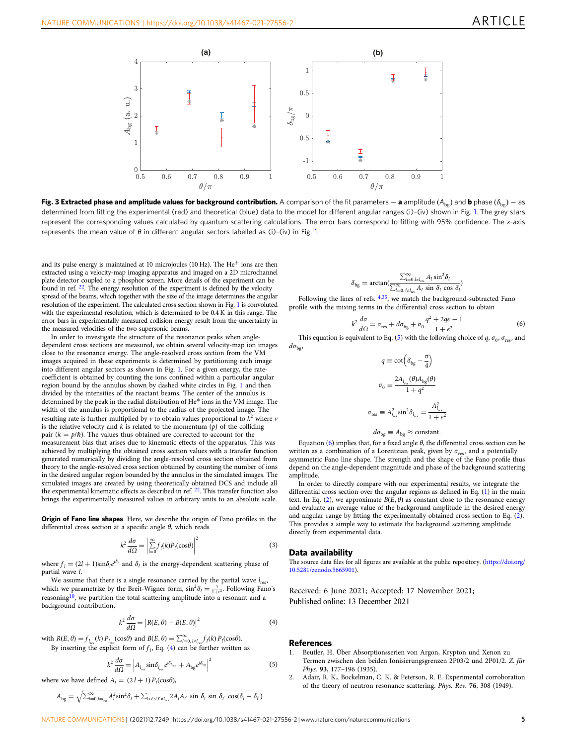**Fig. 3 Extracted phase and amplitude values for background contribution.** A comparison of the fit parameters — **a** amplitude ($A_{\rm bg}$) and **b** phase ($\delta_{\rm bg}$) — as determined from fitting the experimental (red) and theoretical (blue) data to the model for different angular ranges (i)–(iv) shown in Fig. 1. The grey stars represent the corresponding values calculated by quantum scattering calculations. The error bars correspond to fitting with 95% confidence. The x-axis represents the mean value of $\theta$ in different angular sectors labelled as (i)–(iv) in Fig. 1.

and its pulse energy is maintained at 10 microjoules (10 Hz). The $He^+$ ions are then extracted using a velocity-map imaging apparatus and imaged on a 2D microchannel plate detector coupled to a phosphor screen. More details of the experiment can be found in ref. [22]. The energy resolution of the experiment is defined by the velocity spread of the beams, which together with the size of the image determines the angular resolution of the experiment. The calculated cross section shown in Fig. 1 is convoluted with the experimental resolution, which is determined to be 0.4 K in this range. The error bars in experimentally measured collision energy result from the uncertainty in the measured velocities of the two supersonic beams.

In order to investigate the structure of the resonance peaks when angle-dependent cross sections are measured, we obtain several velocity-map ion images close to the resonance energy. The angle-resolved cross section from the VM images acquired in these experiments is determined by partitioning each image into different angular sectors as shown in Fig. 1. For a given energy, the rate-coefficient is obtained by counting the ions confined within a particular angular region bound by the annulus shown by dashed white circles in Fig. 1 and then divided by the intensities of the reactant beams. The center of the annulus is determined by the peak in the radial distribution of He* ions in the VM image. The width of the annulus is proportional to the radius of the projected image. The resulting rate is further multiplied by $v$ to obtain values proportional to $k^2$ where $v$ is the relative velocity and $k$ is related to the momentum ($p$) of the colliding pair ($k = p/\hbar$). The values thus obtained are corrected to account for the measurement bias that arises due to kinematic effects of the apparatus. This was achieved by multiplying the obtained cross section values with a transfer function generated numerically by dividing the angle-resolved cross section obtained from theory to the angle-resolved cross section obtained by counting the number of ions in the desired angular region bounded by the annulus in the simulated images. The simulated images are created by using theoretically obtained DCS and include all the experimental kinematic effects as described in ref. [22]. This transfer function also brings the experimentally measured values in arbitrary units to an absolute scale.

**Origin of Fano line shapes**. Here, we describe the origin of Fano profiles in the differential cross section at a specific angle $\theta$, which reads

$$k^2\frac{d\sigma}{d\Omega} = \left|\sum_{l=0}^{\infty} f_l(k)P_l(\cos\theta)\right|^2 \tag{3}$$

where $f_l = (2l+1)\sin\delta_l e^{i\delta_l}$ and $\delta_l$ is the energy-dependent scattering phase of partial wave $l$.

We assume that there is a single resonance carried by the partial wave $l_{\rm res}$, which we parametrize by the Breit-Wigner form, $\sin^2\delta_l = \frac{1}{1+\epsilon^2}$. Following Fano's reasoning[10], we partition the total scattering amplitude into a resonant and a background contribution,

$$k^2\frac{d\sigma}{d\Omega} = \left|R(E,\theta) + B(E,\theta)\right|^2 \tag{4}$$

with $R(E,\theta) = f_{l_{\rm res}}(k)P_{l_{\rm res}}(\cos\theta)$ and $B(E,\theta) = \sum_{l=0,l\neq l_{\rm res}}^{\infty} f_l(k)P_l(\cos\theta)$.

By inserting the explicit form of $f_l$, Eq. (4) can be further written as

$$k^2\frac{d\sigma}{d\Omega} = \left|A_{l_{\rm res}}\sin\delta_{l_{\rm res}}e^{i\delta_{l_{\rm res}}} + A_{\rm bg}e^{i\delta_{\rm bg}}\right|^2 \tag{5}$$

where we have defined $A_l = (2l+1)P_l(\cos\theta)$,

$$A_{\rm bg} = \sqrt{\sum_{l=0,l\neq l_{\rm res}}^{\infty} A_l^2\sin^2\delta_l + \sum_{l<l';l,l'\neq l_{\rm res}} 2A_lA_{l'}\,\sin\,\delta_l\,\sin\,\delta_{l'}\,\cos(\delta_l - \delta_{l'})}$$

$$\delta_{\rm bg} = \arctan\left(\frac{\sum_{l=0,l\neq l_{\rm res}}^{\infty} A_l\sin^2\delta_l}{\sum_{l=0,l\neq l_{\rm res}}^{\infty} A_l\,\sin\,\delta_l\,\cos\,\delta_l}\right)$$

Following the lines of refs. [4,35], we match the background-subtracted Fano profile with the mixing terms in the differential cross section to obtain

$$k^2\frac{d\sigma}{d\Omega} = \sigma_{\rm res} + d\sigma_{\rm bg} + \sigma_0\frac{q^2 + 2q\epsilon - 1}{1+\epsilon^2} \tag{6}$$

This equation is equivalent to Eq. (5) with the following choice of $q$, $\sigma_0$, $\sigma_{\rm res}$, and $d\sigma_{\rm bg}$,

$$q \equiv \cot\left(\delta_{\rm bg} - \frac{\pi}{4}\right)$$

$$\sigma_0 \equiv \frac{2A_{l_{\rm res}}(\theta)A_{\rm bg}(\theta)}{1+q^2}$$

$$\sigma_{\rm res} \equiv A_{l_{\rm res}}^2\sin^2\delta_{l_{\rm res}} = \frac{A_{l_{\rm res}}^2}{1+\epsilon^2}$$

$$d\sigma_{\rm bg} \equiv A_{\rm bg} \approx \text{constant}.$$

Equation (6) implies that, for a fixed angle $\theta$, the differential cross section can be written as a combination of a Lorentzian peak, given by $\sigma_{\rm res}$, and a potentially asymmetric Fano line shape. The strength and the shape of the Fano profile thus depend on the angle-dependent magnitude and phase of the background scattering amplitude.

In order to directly compare with our experimental results, we integrate the differential cross section over the angular regions as defined in Eq. (1) in the main text. In Eq. (2), we approximate $B(E,\theta)$ as constant close to the resonance energy and evaluate an average value of the background amplitude in the desired energy and angular range by fitting the experimentally obtained cross section to Eq. (2). This provides a simple way to estimate the background scattering amplitude directly from experimental data.

## Data availability

The source data files for all figures are available at the public repository. (https://doi.org/10.5281/zenodo.5665901).

Received: 6 June 2021; Accepted: 17 November 2021;
Published online: 13 December 2021

## References

1. Beutler, H. Über Absorptionsserien von Argon, Krypton und Xenon zu Termen zwischen den beiden Ionisierungsgrenzen 2P03/2 und 2P01/2. *Z. für Phys.* **93**, 177–196 (1935).
2. Adair, R. K., Bockelman, C. K. & Peterson, R. E. Experimental corroboration of the theory of neutron resonance scattering. *Phys. Rev.* **76**, 308 (1949).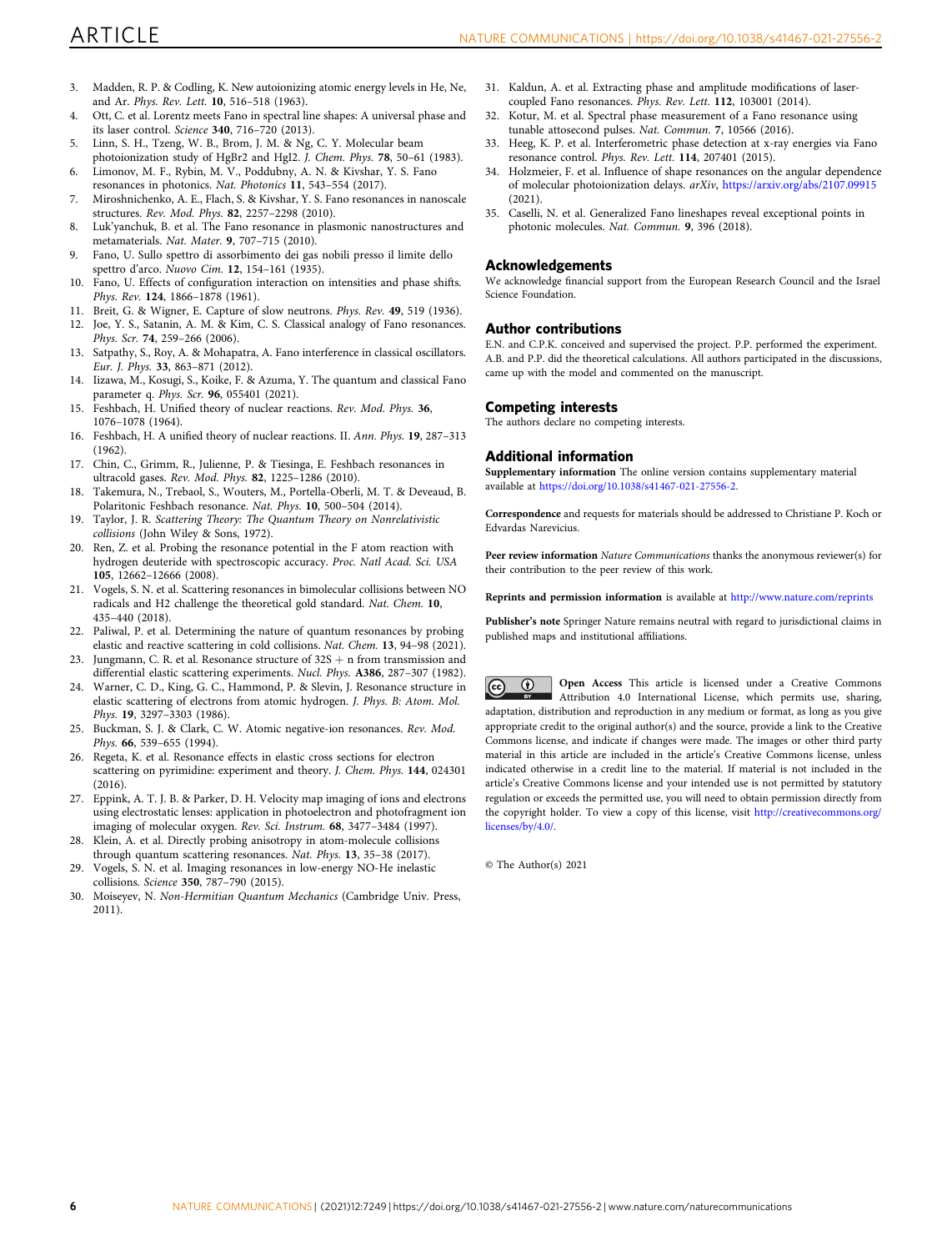3. Madden, R. P. & Codling, K. New autoionizing atomic energy levels in He, Ne, and Ar. *Phys. Rev. Lett.* **10**, 516–518 (1963).
4. Ott, C. et al. Lorentz meets Fano in spectral line shapes: A universal phase and its laser control. *Science* **340**, 716–720 (2013).
5. Linn, S. H., Tzeng, W. B., Brom, J. M. & Ng, C. Y. Molecular beam photoionization study of HgBr2 and HgI2. *J. Chem. Phys.* **78**, 50–61 (1983).
6. Limonov, M. F., Rybin, M. V., Poddubny, A. N. & Kivshar, Y. S. Fano resonances in photonics. *Nat. Photonics* **11**, 543–554 (2017).
7. Miroshnichenko, A. E., Flach, S. & Kivshar, Y. S. Fano resonances in nanoscale structures. *Rev. Mod. Phys.* **82**, 2257–2298 (2010).
8. Luk'yanchuk, B. et al. The Fano resonance in plasmonic nanostructures and metamaterials. *Nat. Mater.* **9**, 707–715 (2010).
9. Fano, U. Sullo spettro di assorbimento dei gas nobili presso il limite dello spettro d'arco. *Nuovo Cim.* **12**, 154–161 (1935).
10. Fano, U. Effects of configuration interaction on intensities and phase shifts. *Phys. Rev.* **124**, 1866–1878 (1961).
11. Breit, G. & Wigner, E. Capture of slow neutrons. *Phys. Rev.* **49**, 519 (1936).
12. Joe, Y. S., Satanin, A. M. & Kim, C. S. Classical analogy of Fano resonances. *Phys. Scr.* **74**, 259–266 (2006).
13. Satpathy, S., Roy, A. & Mohapatra, A. Fano interference in classical oscillators. *Eur. J. Phys.* **33**, 863–871 (2012).
14. Iizawa, M., Kosugi, S., Koike, F. & Azuma, Y. The quantum and classical Fano parameter q. *Phys. Scr.* **96**, 055401 (2021).
15. Feshbach, H. Unified theory of nuclear reactions. *Rev. Mod. Phys.* **36**, 1076–1078 (1964).
16. Feshbach, H. A unified theory of nuclear reactions. II. *Ann. Phys.* **19**, 287–313 (1962).
17. Chin, C., Grimm, R., Julienne, P. & Tiesinga, E. Feshbach resonances in ultracold gases. *Rev. Mod. Phys.* **82**, 1225–1286 (2010).
18. Takemura, N., Trebaol, S., Wouters, M., Portella-Oberli, M. T. & Deveaud, B. Polaritonic Feshbach resonance. *Nat. Phys.* **10**, 500–504 (2014).
19. Taylor, J. R. *Scattering Theory: The Quantum Theory on Nonrelativistic collisions* (John Wiley & Sons, 1972).
20. Ren, Z. et al. Probing the resonance potential in the F atom reaction with hydrogen deuteride with spectroscopic accuracy. *Proc. Natl Acad. Sci. USA* **105**, 12662–12666 (2008).
21. Vogels, S. N. et al. Scattering resonances in bimolecular collisions between NO radicals and H2 challenge the theoretical gold standard. *Nat. Chem.* **10**, 435–440 (2018).
22. Paliwal, P. et al. Determining the nature of quantum resonances by probing elastic and reactive scattering in cold collisions. *Nat. Chem.* **13**, 94–98 (2021).
23. Jungmann, C. R. et al. Resonance structure of 32S + n from transmission and differential elastic scattering experiments. *Nucl. Phys.* **A386**, 287–307 (1982).
24. Warner, C. D., King, G. C., Hammond, P. & Slevin, J. Resonance structure in elastic scattering of electrons from atomic hydrogen. *J. Phys. B: Atom. Mol. Phys.* **19**, 3297–3303 (1986).
25. Buckman, S. J. & Clark, C. W. Atomic negative-ion resonances. *Rev. Mod. Phys.* **66**, 539–655 (1994).
26. Regeta, K. et al. Resonance effects in elastic cross sections for electron scattering on pyrimidine: experiment and theory. *J. Chem. Phys.* **144**, 024301 (2016).
27. Eppink, A. T. J. B. & Parker, D. H. Velocity map imaging of ions and electrons using electrostatic lenses: application in photoelectron and photofragment ion imaging of molecular oxygen. *Rev. Sci. Instrum.* **68**, 3477–3484 (1997).
28. Klein, A. et al. Directly probing anisotropy in atom-molecule collisions through quantum scattering resonances. *Nat. Phys.* **13**, 35–38 (2017).
29. Vogels, S. N. et al. Imaging resonances in low-energy NO-He inelastic collisions. *Science* **350**, 787–790 (2015).
30. Moiseyev, N. *Non-Hermitian Quantum Mechanics* (Cambridge Univ. Press, 2011).
31. Kaldun, A. et al. Extracting phase and amplitude modifications of laser-coupled Fano resonances. *Phys. Rev. Lett.* **112**, 103001 (2014).
32. Kotur, M. et al. Spectral phase measurement of a Fano resonance using tunable attosecond pulses. *Nat. Commun.* **7**, 10566 (2016).
33. Heeg, K. P. et al. Interferometric phase detection at x-ray energies via Fano resonance control. *Phys. Rev. Lett.* **114**, 207401 (2015).
34. Holzmeier, F. et al. Influence of shape resonances on the angular dependence of molecular photoionization delays. *arXiv*, https://arxiv.org/abs/2107.09915 (2021).
35. Caselli, N. et al. Generalized Fano lineshapes reveal exceptional points in photonic molecules. *Nat. Commun.* **9**, 396 (2018).

## Acknowledgements

We acknowledge financial support from the European Research Council and the Israel Science Foundation.

## Author contributions

E.N. and C.P.K. conceived and supervised the project. P.P. performed the experiment. A.B. and P.P. did the theoretical calculations. All authors participated in the discussions, came up with the model and commented on the manuscript.

## Competing interests

The authors declare no competing interests.

## Additional information

**Supplementary information** The online version contains supplementary material available at https://doi.org/10.1038/s41467-021-27556-2.

**Correspondence** and requests for materials should be addressed to Christiane P. Koch or Edvardas Narevicius.

**Peer review information** *Nature Communications* thanks the anonymous reviewer(s) for their contribution to the peer review of this work.

**Reprints and permission information** is available at http://www.nature.com/reprints

**Publisher's note** Springer Nature remains neutral with regard to jurisdictional claims in published maps and institutional affiliations.

**Open Access** This article is licensed under a Creative Commons Attribution 4.0 International License, which permits use, sharing, adaptation, distribution and reproduction in any medium or format, as long as you give appropriate credit to the original author(s) and the source, provide a link to the Creative Commons license, and indicate if changes were made. The images or other third party material in this article are included in the article's Creative Commons license, unless indicated otherwise in a credit line to the material. If material is not included in the article's Creative Commons license and your intended use is not permitted by statutory regulation or exceeds the permitted use, you will need to obtain permission directly from the copyright holder. To view a copy of this license, visit http://creativecommons.org/licenses/by/4.0/.

© The Author(s) 2021